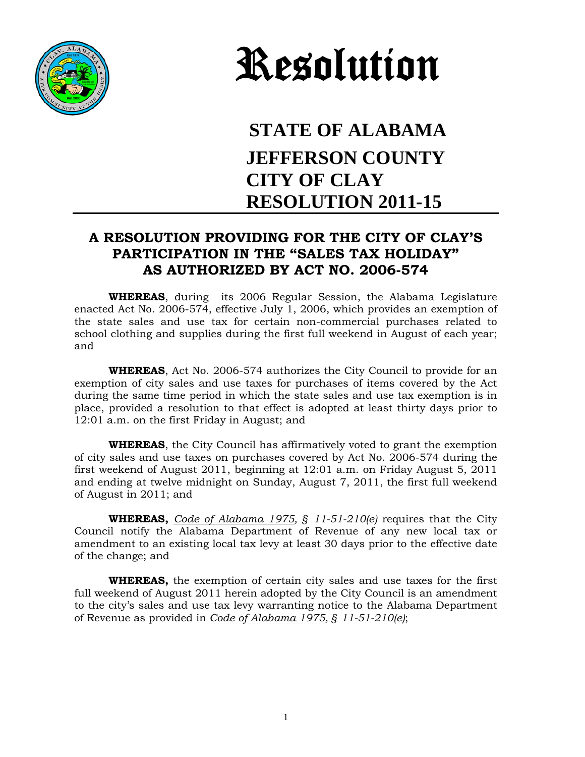# Resolution

## STATE OF ALABAMA

## JEFFERSON COUNTY
## CITY OF CLAY
## RESOLUTION 2011-15

---

### A RESOLUTION PROVIDING FOR THE CITY OF CLAY'S PARTICIPATION IN THE "SALES TAX HOLIDAY" AS AUTHORIZED BY ACT NO. 2006-574

**WHEREAS**, during its 2006 Regular Session, the Alabama Legislature enacted Act No. 2006-574, effective July 1, 2006, which provides an exemption of the state sales and use tax for certain non-commercial purchases related to school clothing and supplies during the first full weekend in August of each year; and

**WHEREAS**, Act No. 2006-574 authorizes the City Council to provide for an exemption of city sales and use taxes for purchases of items covered by the Act during the same time period in which the state sales and use tax exemption is in place, provided a resolution to that effect is adopted at least thirty days prior to 12:01 a.m. on the first Friday in August; and

**WHEREAS**, the City Council has affirmatively voted to grant the exemption of city sales and use taxes on purchases covered by Act No. 2006-574 during the first weekend of August 2011, beginning at 12:01 a.m. on Friday August 5, 2011 and ending at twelve midnight on Sunday, August 7, 2011, the first full weekend of August in 2011; and

**WHEREAS,** *Code of Alabama 1975, § 11-51-210(e)* requires that the City Council notify the Alabama Department of Revenue of any new local tax or amendment to an existing local tax levy at least 30 days prior to the effective date of the change; and

**WHEREAS,** the exemption of certain city sales and use taxes for the first full weekend of August 2011 herein adopted by the City Council is an amendment to the city's sales and use tax levy warranting notice to the Alabama Department of Revenue as provided in *Code of Alabama 1975, § 11-51-210(e)*;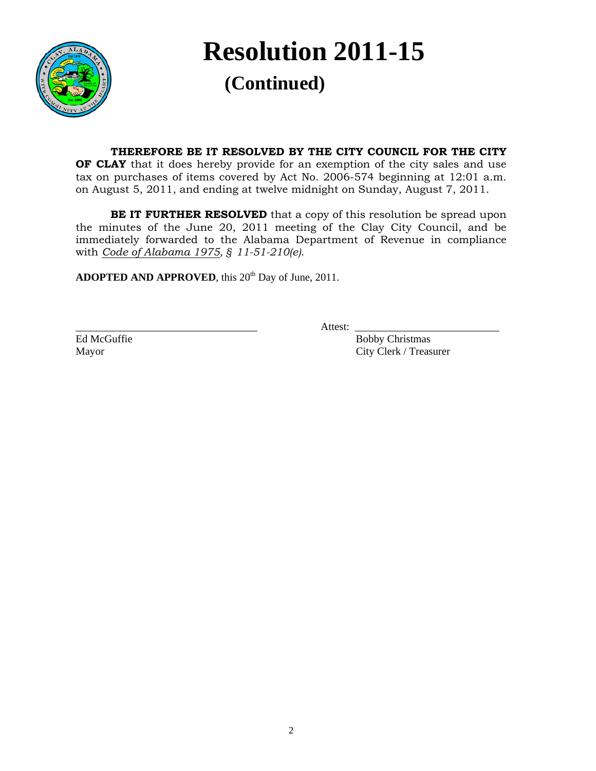# Resolution 2011-15

## (Continued)

**THEREFORE BE IT RESOLVED BY THE CITY COUNCIL FOR THE CITY OF CLAY** that it does hereby provide for an exemption of the city sales and use tax on purchases of items covered by Act No. 2006-574 beginning at 12:01 a.m. on August 5, 2011, and ending at twelve midnight on Sunday, August 7, 2011.

**BE IT FURTHER RESOLVED** that a copy of this resolution be spread upon the minutes of the June 20, 2011 meeting of the Clay City Council, and be immediately forwarded to the Alabama Department of Revenue in compliance with *Code of Alabama 1975, § 11-51-210(e)*.

**ADOPTED AND APPROVED**, this 20th Day of June, 2011.

\_\_\_\_\_\_\_\_\_\_\_\_\_\_\_\_\_\_\_\_\_\_\_\_\_\_\_\_\_\_\_\_\_\_
Ed McGuffie
Mayor

Attest: \_\_\_\_\_\_\_\_\_\_\_\_\_\_\_\_\_\_\_\_\_\_\_\_\_\_\_\_\_\_
Bobby Christmas
City Clerk / Treasurer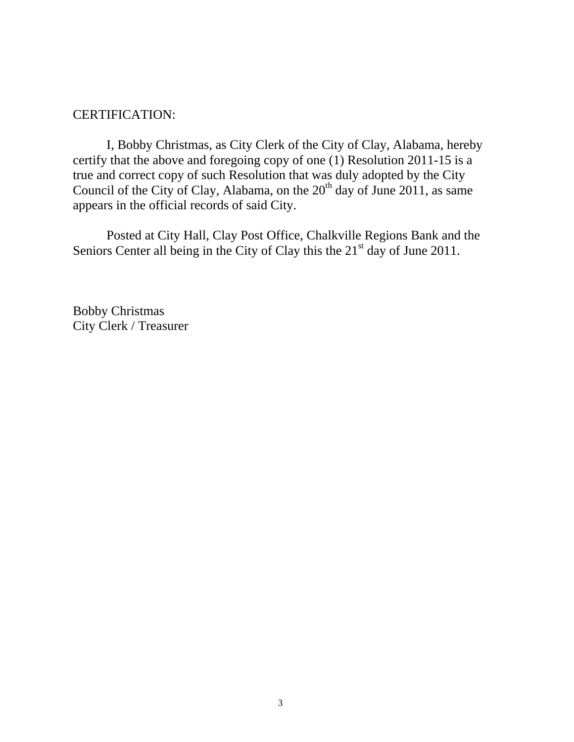CERTIFICATION:

I, Bobby Christmas, as City Clerk of the City of Clay, Alabama, hereby certify that the above and foregoing copy of one (1) Resolution 2011-15 is a true and correct copy of such Resolution that was duly adopted by the City Council of the City of Clay, Alabama, on the 20th day of June 2011, as same appears in the official records of said City.

Posted at City Hall, Clay Post Office, Chalkville Regions Bank and the Seniors Center all being in the City of Clay this the 21st day of June 2011.

Bobby Christmas
City Clerk / Treasurer